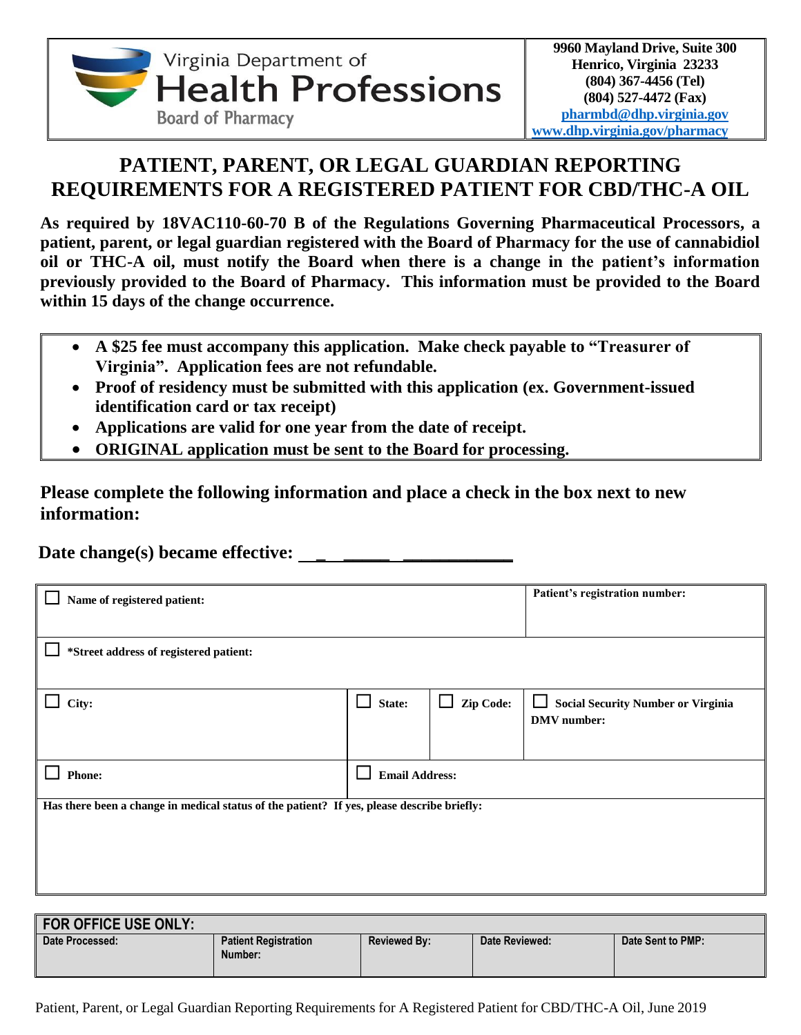Virginia Department of
# Health Professions
Board of Pharmacy

**9960 Mayland Drive, Suite 300**
**Henrico, Virginia 23233**
**(804) 367-4456 (Tel)**
**(804) 527-4472 (Fax)**
**pharmbd@dhp.virginia.gov**
**www.dhp.virginia.gov/pharmacy**

## PATIENT, PARENT, OR LEGAL GUARDIAN REPORTING REQUIREMENTS FOR A REGISTERED PATIENT FOR CBD/THC-A OIL

**As required by 18VAC110-60-70 B of the Regulations Governing Pharmaceutical Processors, a patient, parent, or legal guardian registered with the Board of Pharmacy for the use of cannabidiol oil or THC-A oil, must notify the Board when there is a change in the patient's information previously provided to the Board of Pharmacy. This information must be provided to the Board within 15 days of the change occurrence.**

- **A $25 fee must accompany this application. Make check payable to "Treasurer of Virginia". Application fees are not refundable.**
- **Proof of residency must be submitted with this application (ex. Government-issued identification card or tax receipt)**
- **Applications are valid for one year from the date of receipt.**
- **ORIGINAL application must be sent to the Board for processing.**

**Please complete the following information and place a check in the box next to new information:**

**Date change(s) became effective: ___ _____ ___________**

| ☐ **Name of registered patient:** | | | **Patient's registration number:** |
|---|---|---|---|
| ☐ **\*Street address of registered patient:** | | | |
| ☐ **City:** | ☐ **State:** | ☐ **Zip Code:** | ☐ **Social Security Number or Virginia DMV number:** |
| ☐ **Phone:** | ☐ **Email Address:** | | |
| **Has there been a change in medical status of the patient? If yes, please describe briefly:** | | | |

| FOR OFFICE USE ONLY: | | | | |
|---|---|---|---|---|
| Date Processed: | Patient Registration Number: | Reviewed By: | Date Reviewed: | Date Sent to PMP: |
| | | | | |

Patient, Parent, or Legal Guardian Reporting Requirements for A Registered Patient for CBD/THC-A Oil, June 2019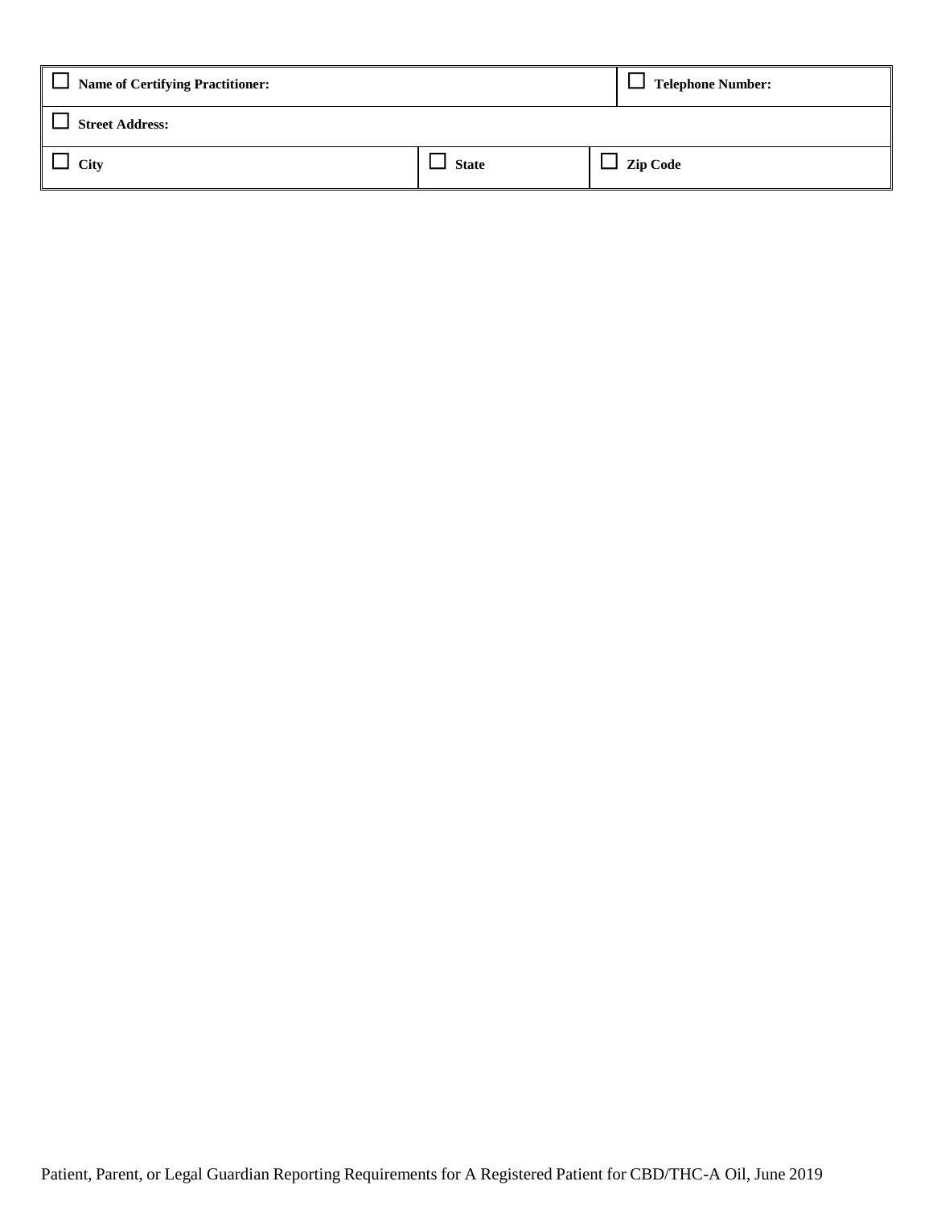| | | |
|---|---|---|
| ☐ **Name of Certifying Practitioner:** | | ☐ **Telephone Number:** |
| ☐ **Street Address:** | | |
| ☐ **City** | ☐ **State** | ☐ **Zip Code** |

Patient, Parent, or Legal Guardian Reporting Requirements for A Registered Patient for CBD/THC-A Oil, June 2019